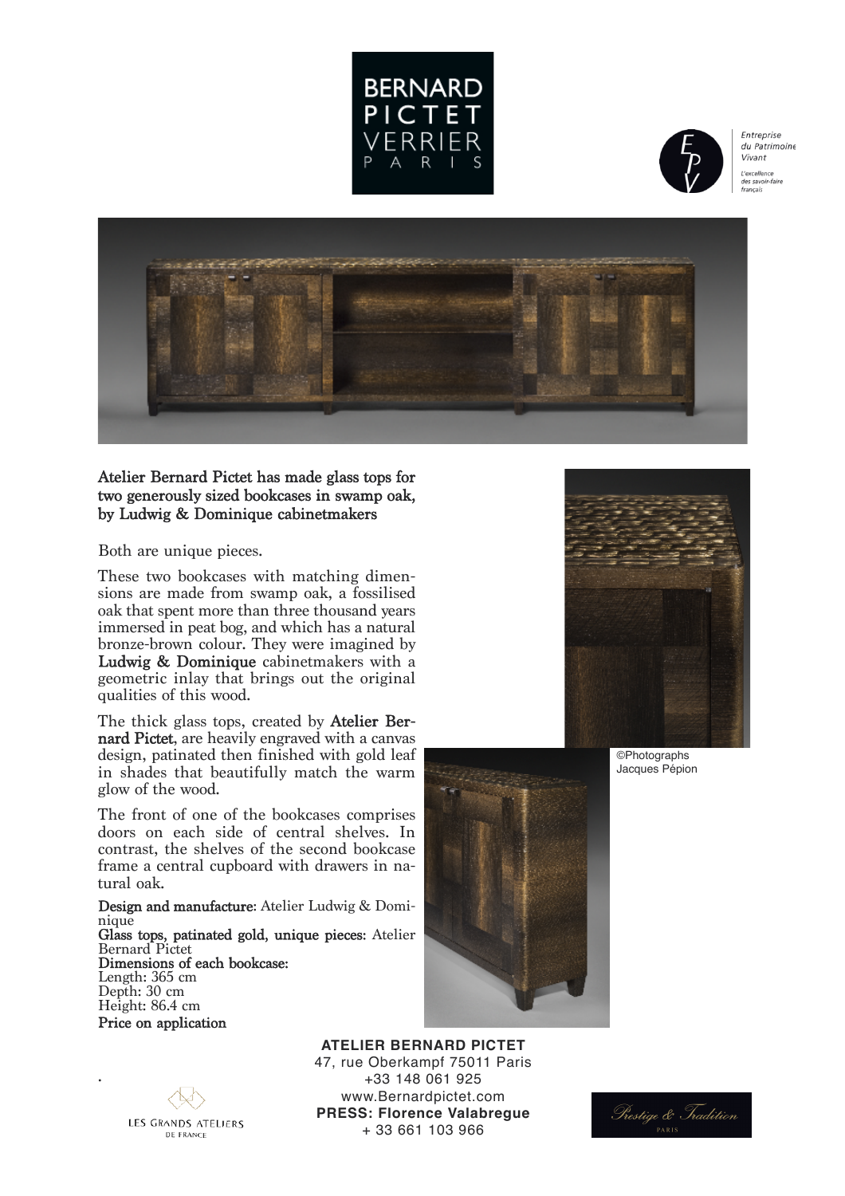BERNARD PICTET VERRIER PARIS

Entreprise du Patrimoine Vivant

L'excellence des savoir-faire français

**Atelier Bernard Pictet has made glass tops for two generously sized bookcases in swamp oak, by Ludwig & Dominique cabinetmakers**

Both are unique pieces.

These two bookcases with matching dimensions are made from swamp oak, a fossilised oak that spent more than three thousand years immersed in peat bog, and which has a natural bronze-brown colour. They were imagined by **Ludwig & Dominique** cabinetmakers with a geometric inlay that brings out the original qualities of this wood.

The thick glass tops, created by **Atelier Bernard Pictet**, are heavily engraved with a canvas design, patinated then finished with gold leaf in shades that beautifully match the warm glow of the wood.

The front of one of the bookcases comprises doors on each side of central shelves. In contrast, the shelves of the second bookcase frame a central cupboard with drawers in natural oak.

**Design and manufacture**: Atelier Ludwig & Dominique
**Glass tops, patinated gold, unique pieces**: Atelier Bernard Pictet
**Dimensions of each bookcase:**
Length: 365 cm
Depth: 30 cm
Height: 86.4 cm
**Price on application**

©Photographs Jacques Pépion

**ATELIER BERNARD PICTET**
47, rue Oberkampf 75011 Paris
+33 148 061 925
www.Bernardpictet.com
**PRESS: Florence Valabregue**
+ 33 661 103 966

LES GRANDS ATELIERS DE FRANCE

Prestige & Tradition PARIS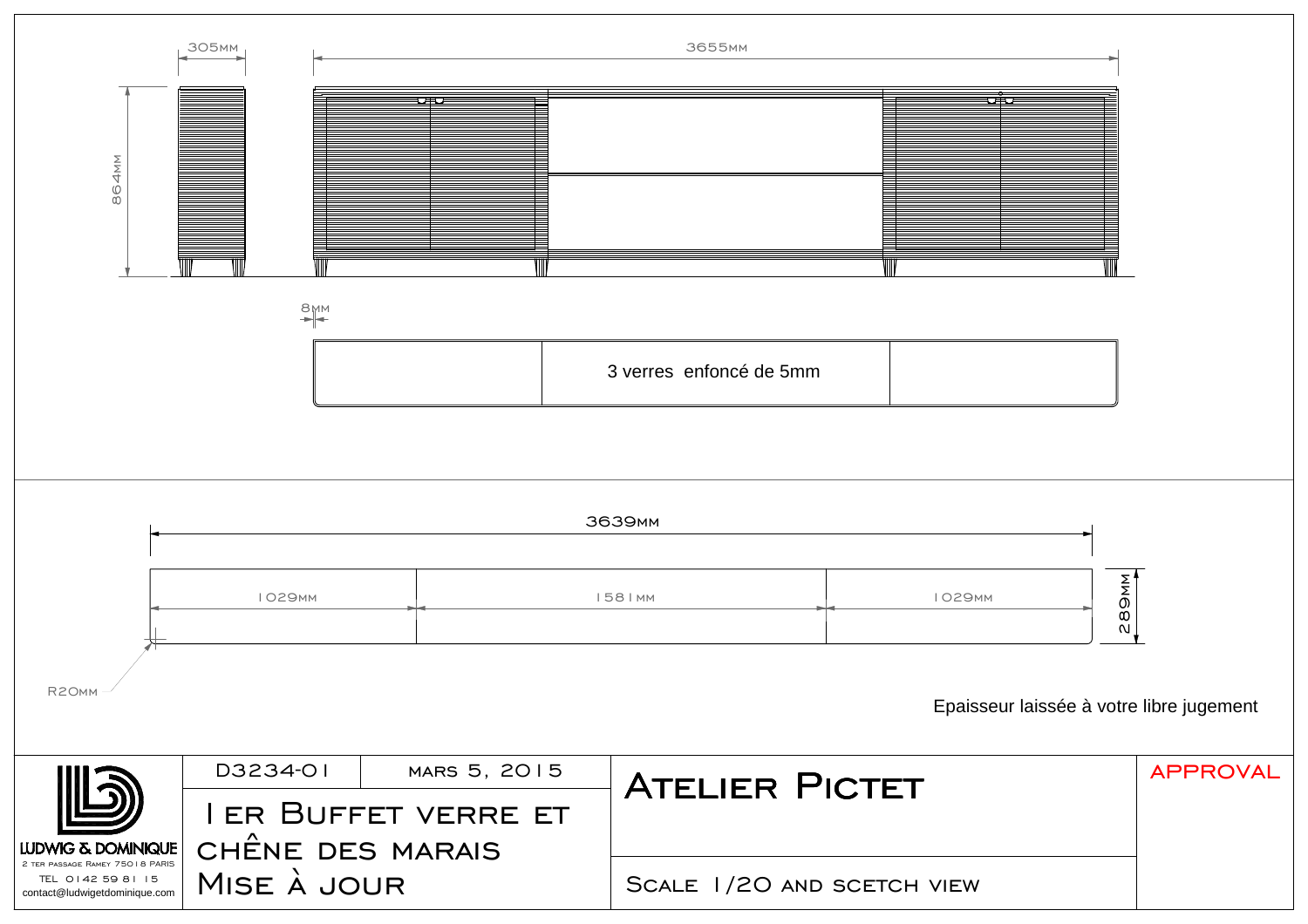305MM

3655MM

864MM

8MM

3 verres enfoncé de 5mm

3639MM

1029MM | 1581MM | 1029MM

289MM

R20MM

Epaisseur laissée à votre libre jugement

| | D3234-01 | MARS 5, 2015 | ATELIER PICTET | APPROVAL |
|---|---|---|---|---|
| LUDWIG & DOMINIQUE<br>2 TER PASSAGE RAMEY 75018 PARIS<br>TEL 0142 59 81 15<br>contact@ludwigetdominique.com | 1 ER BUFFET VERRE ET CHÊNE DES MARAIS MISE À JOUR | | SCALE 1/20 AND SCETCH VIEW | |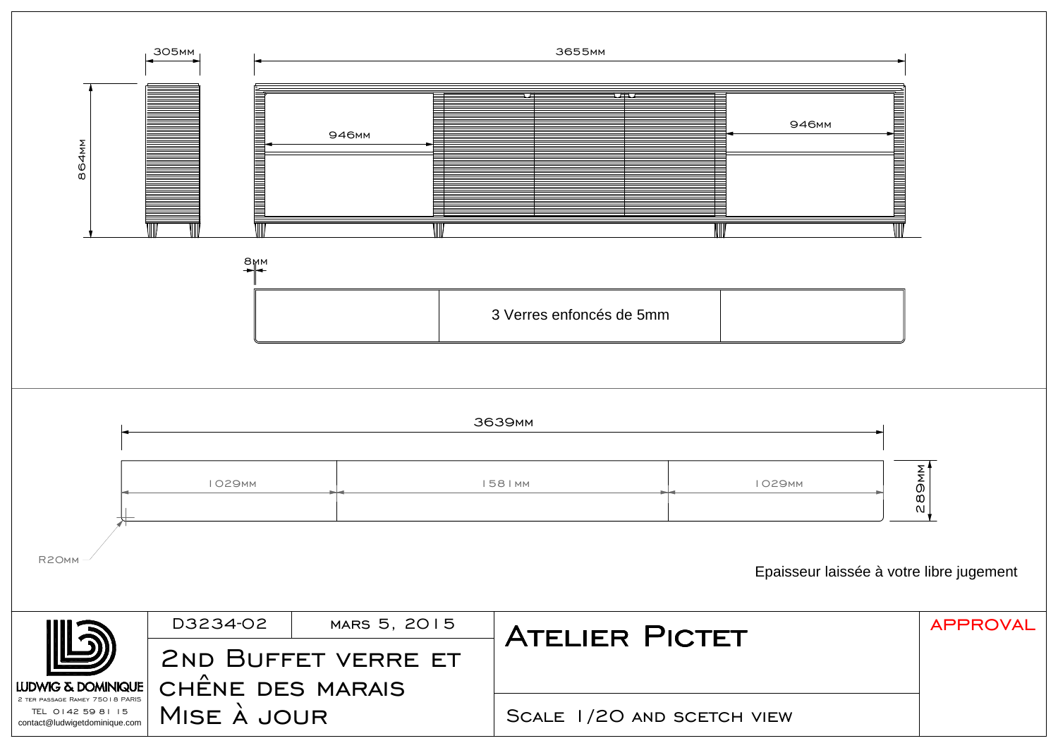305mm

3655mm

864mm

946mm

946mm

8mm

3 Verres enfoncés de 5mm

3639mm

1029mm

1581mm

1029mm

289mm

R20mm

Epaisseur laissée à votre libre jugement

LUDWIG & DOMINIQUE
2 ter passage Ramey 75018 PARIS
TEL 0142 59 81 15
contact@ludwigetdominique.com

D3234-02

mars 5, 2015

2nd Buffet verre et chêne des marais Mise à jour

Atelier Pictet

APPROVAL

Scale 1/20 and scetch view